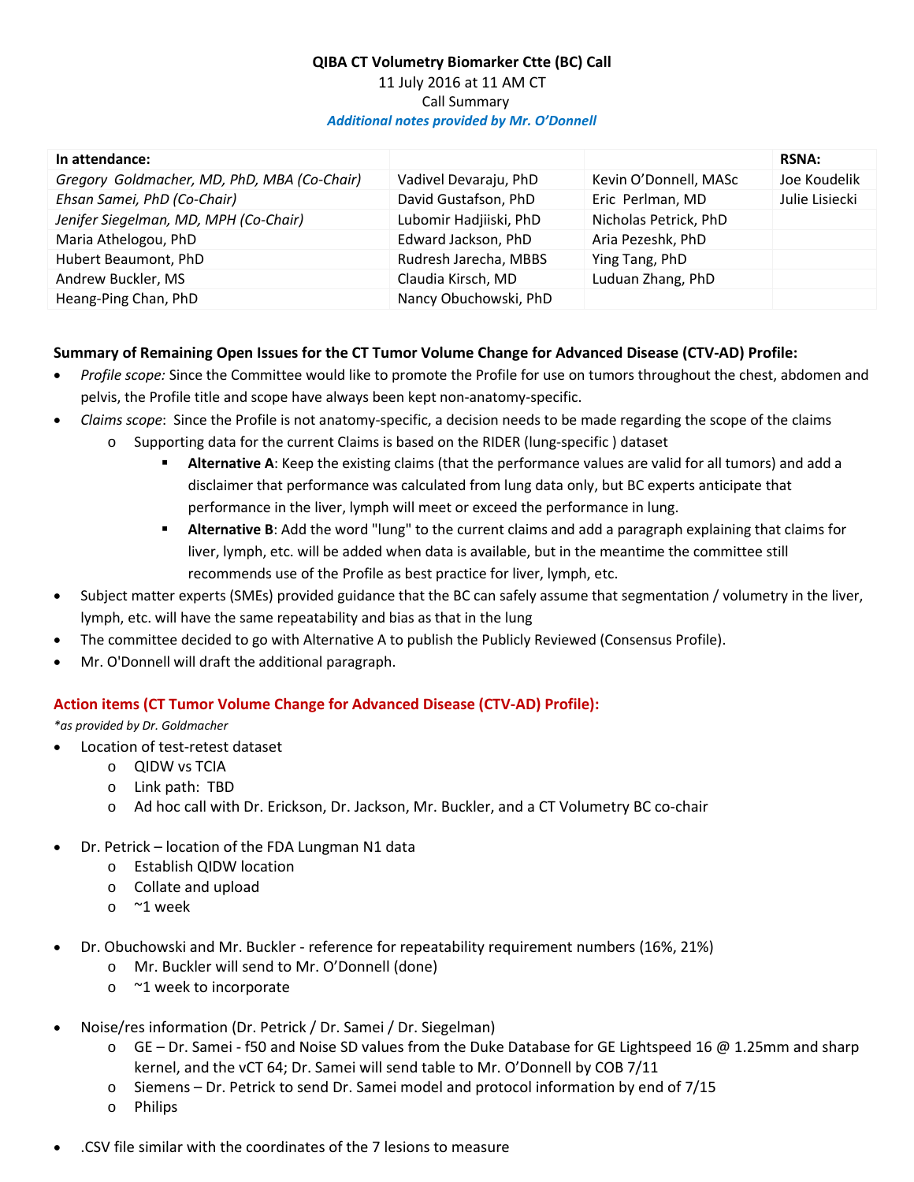**QIBA CT Volumetry Biomarker Ctte (BC) Call**

11 July 2016 at 11 AM CT

Call Summary

***Additional notes provided by Mr. O'Donnell***

| In attendance: | | | RSNA: |
|---|---|---|---|
| *Gregory Goldmacher, MD, PhD, MBA (Co-Chair)* | Vadivel Devaraju, PhD | Kevin O'Donnell, MASc | Joe Koudelik |
| *Ehsan Samei, PhD (Co-Chair)* | David Gustafson, PhD | Eric Perlman, MD | Julie Lisiecki |
| *Jenifer Siegelman, MD, MPH (Co-Chair)* | Lubomir Hadjiiski, PhD | Nicholas Petrick, PhD | |
| Maria Athelogou, PhD | Edward Jackson, PhD | Aria Pezeshk, PhD | |
| Hubert Beaumont, PhD | Rudresh Jarecha, MBBS | Ying Tang, PhD | |
| Andrew Buckler, MS | Claudia Kirsch, MD | Luduan Zhang, PhD | |
| Heang-Ping Chan, PhD | Nancy Obuchowski, PhD | | |

**Summary of Remaining Open Issues for the CT Tumor Volume Change for Advanced Disease (CTV-AD) Profile:**

- *Profile scope:* Since the Committee would like to promote the Profile for use on tumors throughout the chest, abdomen and pelvis, the Profile title and scope have always been kept non-anatomy-specific.
- *Claims scope*: Since the Profile is not anatomy-specific, a decision needs to be made regarding the scope of the claims
  - Supporting data for the current Claims is based on the RIDER (lung-specific ) dataset
    - **Alternative A**: Keep the existing claims (that the performance values are valid for all tumors) and add a disclaimer that performance was calculated from lung data only, but BC experts anticipate that performance in the liver, lymph will meet or exceed the performance in lung.
    - **Alternative B**: Add the word "lung" to the current claims and add a paragraph explaining that claims for liver, lymph, etc. will be added when data is available, but in the meantime the committee still recommends use of the Profile as best practice for liver, lymph, etc.
- Subject matter experts (SMEs) provided guidance that the BC can safely assume that segmentation / volumetry in the liver, lymph, etc. will have the same repeatability and bias as that in the lung
- The committee decided to go with Alternative A to publish the Publicly Reviewed (Consensus Profile).
- Mr. O'Donnell will draft the additional paragraph.

**Action items (CT Tumor Volume Change for Advanced Disease (CTV-AD) Profile):**

*\*as provided by Dr. Goldmacher*

- Location of test-retest dataset
  - QIDW vs TCIA
  - Link path: TBD
  - Ad hoc call with Dr. Erickson, Dr. Jackson, Mr. Buckler, and a CT Volumetry BC co-chair

- Dr. Petrick – location of the FDA Lungman N1 data
  - Establish QIDW location
  - Collate and upload
  - ~1 week

- Dr. Obuchowski and Mr. Buckler - reference for repeatability requirement numbers (16%, 21%)
  - Mr. Buckler will send to Mr. O'Donnell (done)
  - ~1 week to incorporate

- Noise/res information (Dr. Petrick / Dr. Samei / Dr. Siegelman)
  - GE – Dr. Samei - f50 and Noise SD values from the Duke Database for GE Lightspeed 16 @ 1.25mm and sharp kernel, and the vCT 64; Dr. Samei will send table to Mr. O'Donnell by COB 7/11
  - Siemens – Dr. Petrick to send Dr. Samei model and protocol information by end of 7/15
  - Philips

- .CSV file similar with the coordinates of the 7 lesions to measure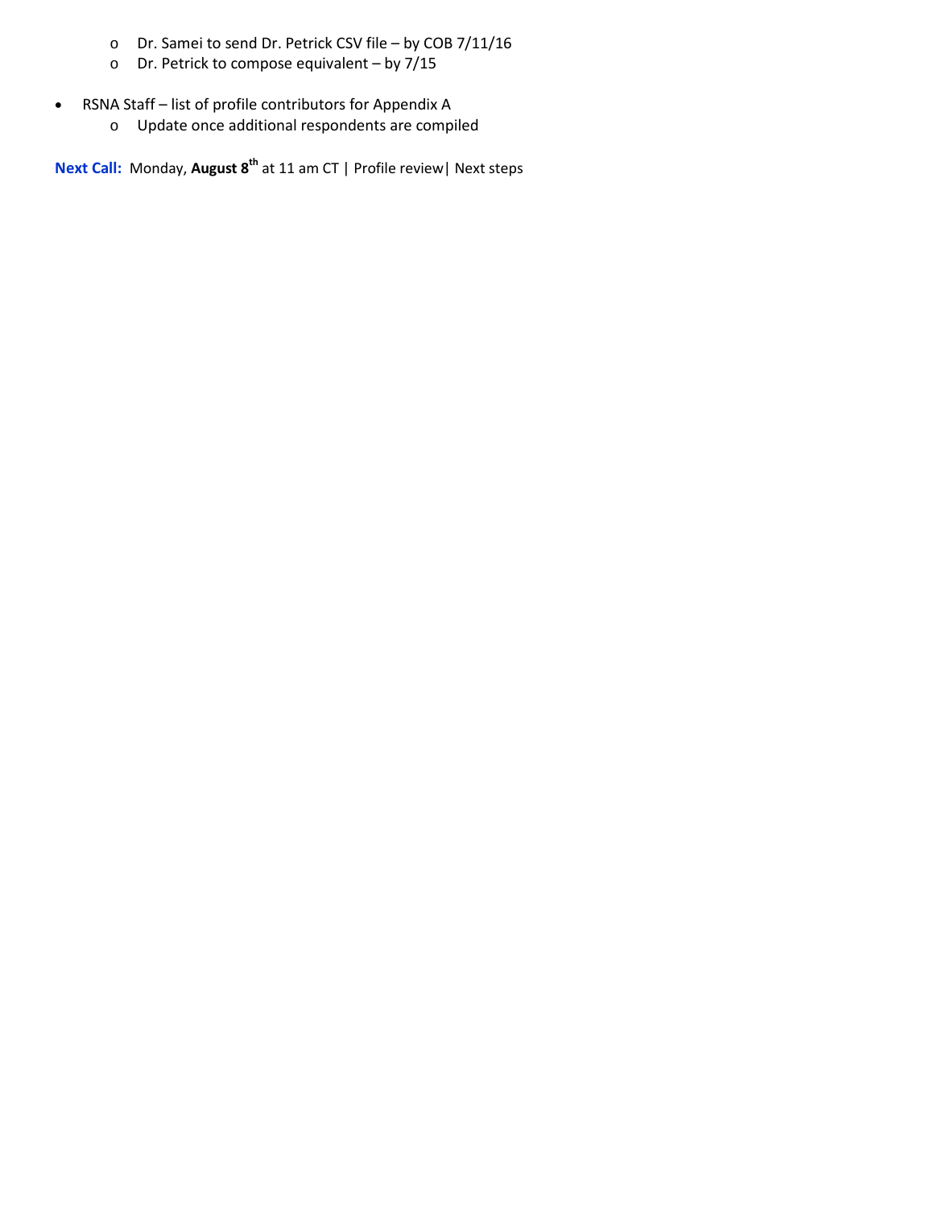- Dr. Samei to send Dr. Petrick CSV file – by COB 7/11/16
    - Dr. Petrick to compose equivalent – by 7/15

- RSNA Staff – list of profile contributors for Appendix A
    - Update once additional respondents are compiled

**Next Call:** Monday, **August 8th** at 11 am CT | Profile review| Next steps